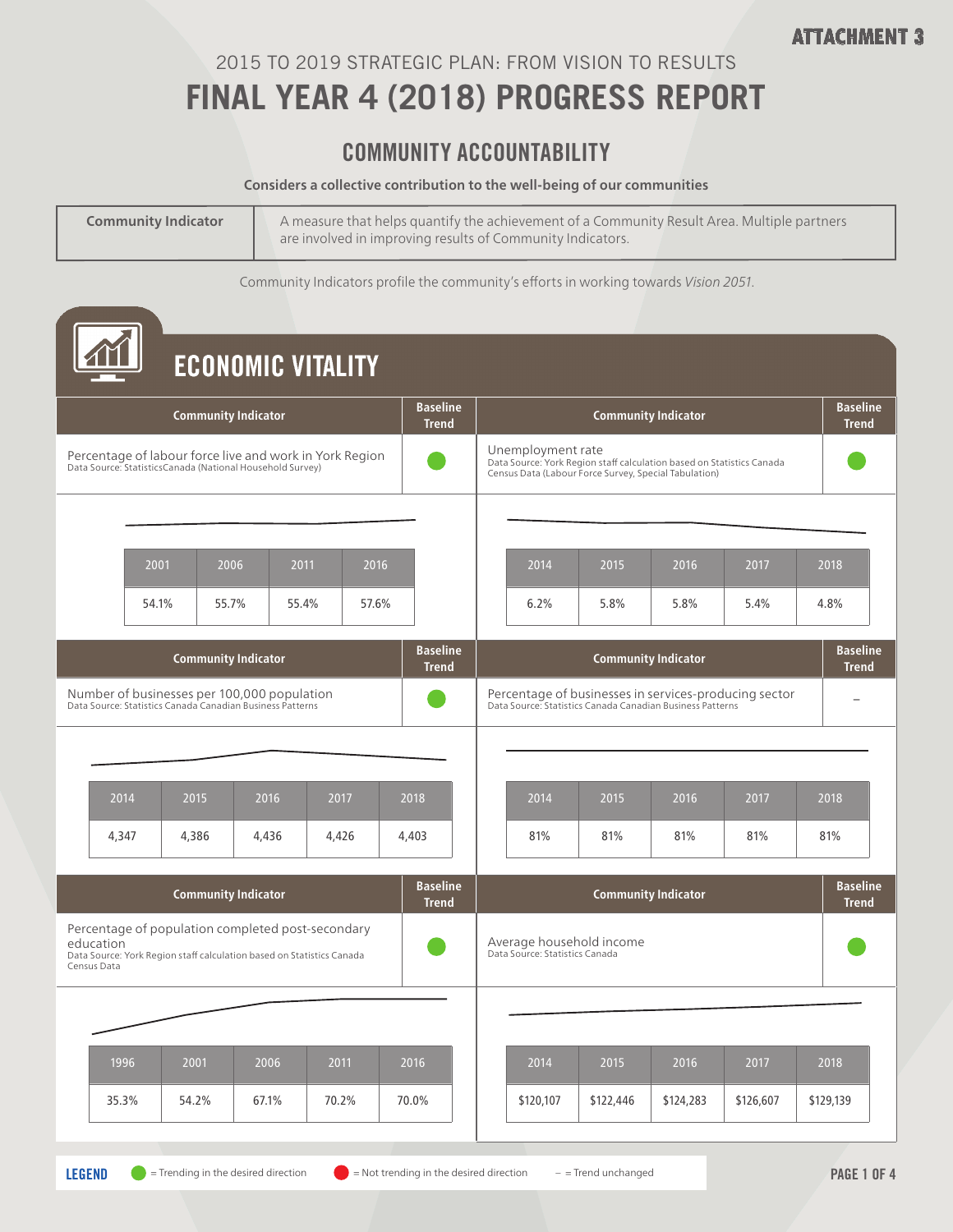ATTACHMENT 3

2015 TO 2019 STRATEGIC PLAN: FROM VISION TO RESULTS

# FINAL YEAR 4 (2018) PROGRESS REPORT

## COMMUNITY ACCOUNTABILITY

**Considers a collective contribution to the well-being of our communities**

| **Community Indicator** | A measure that helps quantify the achievement of a Community Result Area. Multiple partners are involved in improving results of Community Indicators. |
|---|---|

Community Indicators profile the community's efforts in working towards *Vision 2051*.

## ECONOMIC VITALITY

| Community Indicator | Baseline Trend |
|---|---|
| Percentage of labour force live and work in York Region<br>Data Source: StatisticsCanada (National Household Survey) | ● (Trending in the desired direction) |

| 2001 | 2006 | 2011 | 2016 |
|---|---|---|---|
| 54.1% | 55.7% | 55.4% | 57.6% |

| Community Indicator | Baseline Trend |
|---|---|
| Unemployment rate<br>Data Source: York Region staff calculation based on Statistics Canada Census Data (Labour Force Survey, Special Tabulation) | ● (Trending in the desired direction) |

| 2014 | 2015 | 2016 | 2017 | 2018 |
|---|---|---|---|---|
| 6.2% | 5.8% | 5.8% | 5.4% | 4.8% |

| Community Indicator | Baseline Trend |
|---|---|
| Number of businesses per 100,000 population<br>Data Source: Statistics Canada Canadian Business Patterns | ● (Trending in the desired direction) |

| 2014 | 2015 | 2016 | 2017 | 2018 |
|---|---|---|---|---|
| 4,347 | 4,386 | 4,436 | 4,426 | 4,403 |

| Community Indicator | Baseline Trend |
|---|---|
| Percentage of businesses in services-producing sector<br>Data Source: Statistics Canada Canadian Business Patterns | – |

| 2014 | 2015 | 2016 | 2017 | 2018 |
|---|---|---|---|---|
| 81% | 81% | 81% | 81% | 81% |

| Community Indicator | Baseline Trend |
|---|---|
| Percentage of population completed post-secondary education<br>Data Source: York Region staff calculation based on Statistics Canada Census Data | ● (Trending in the desired direction) |

| 1996 | 2001 | 2006 | 2011 | 2016 |
|---|---|---|---|---|
| 35.3% | 54.2% | 67.1% | 70.2% | 70.0% |

| Community Indicator | Baseline Trend |
|---|---|
| Average household income<br>Data Source: Statistics Canada | ● (Trending in the desired direction) |

| 2014 | 2015 | 2016 | 2017 | 2018 |
|---|---|---|---|---|
| $120,107 | $122,446 | $124,283 | $126,607 | $129,139 |

**LEGEND** ● (green) = Trending in the desired direction ● (red) = Not trending in the desired direction – = Trend unchanged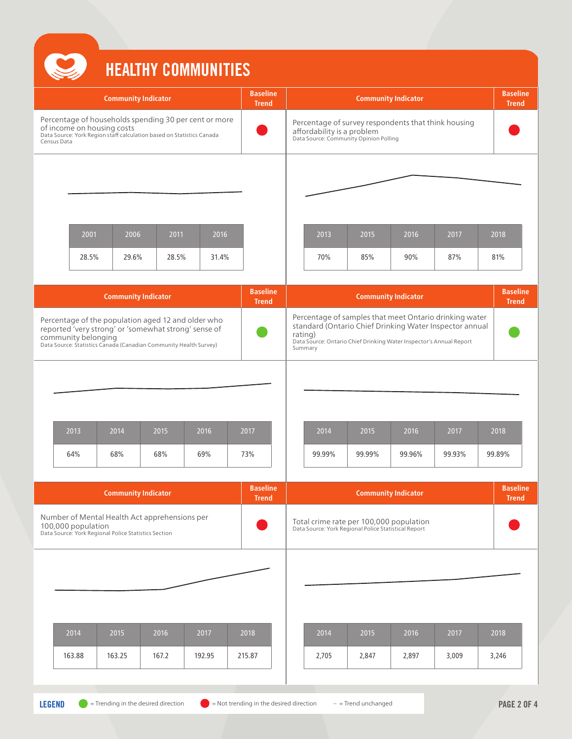# HEALTHY COMMUNITIES

| Community Indicator | Baseline Trend |
|---|---|
| Percentage of households spending 30 per cent or more of income on housing costs<br>Data Source: York Region staff calculation based on Statistics Canada Census Data | ● (Not trending in the desired direction) |

| 2001 | 2006 | 2011 | 2016 |
|---|---|---|---|
| 28.5% | 29.6% | 28.5% | 31.4% |

| Community Indicator | Baseline Trend |
|---|---|
| Percentage of survey respondents that think housing affordability is a problem<br>Data Source: Community Opinion Polling | ● (Not trending in the desired direction) |

| 2013 | 2015 | 2016 | 2017 | 2018 |
|---|---|---|---|---|
| 70% | 85% | 90% | 87% | 81% |

| Community Indicator | Baseline Trend |
|---|---|
| Percentage of the population aged 12 and older who reported 'very strong' or 'somewhat strong' sense of community belonging<br>Data Source: Statistics Canada (Canadian Community Health Survey) | ● (Trending in the desired direction) |

| 2013 | 2014 | 2015 | 2016 | 2017 |
|---|---|---|---|---|
| 64% | 68% | 68% | 69% | 73% |

| Community Indicator | Baseline Trend |
|---|---|
| Percentage of samples that meet Ontario drinking water standard (Ontario Chief Drinking Water Inspector annual rating)<br>Data Source: Ontario Chief Drinking Water Inspector's Annual Report Summary | ● (Trending in the desired direction) |

| 2014 | 2015 | 2016 | 2017 | 2018 |
|---|---|---|---|---|
| 99.99% | 99.99% | 99.96% | 99.93% | 99.89% |

| Community Indicator | Baseline Trend |
|---|---|
| Number of Mental Health Act apprehensions per 100,000 population<br>Data Source: York Regional Police Statistics Section | ● (Not trending in the desired direction) |

| 2014 | 2015 | 2016 | 2017 | 2018 |
|---|---|---|---|---|
| 163.88 | 163.25 | 167.2 | 192.95 | 215.87 |

| Community Indicator | Baseline Trend |
|---|---|
| Total crime rate per 100,000 population<br>Data Source: York Regional Police Statistical Report | ● (Not trending in the desired direction) |

| 2014 | 2015 | 2016 | 2017 | 2018 |
|---|---|---|---|---|
| 2,705 | 2,847 | 2,897 | 3,009 | 3,246 |

**LEGEND** ● = Trending in the desired direction ● = Not trending in the desired direction – = Trend unchanged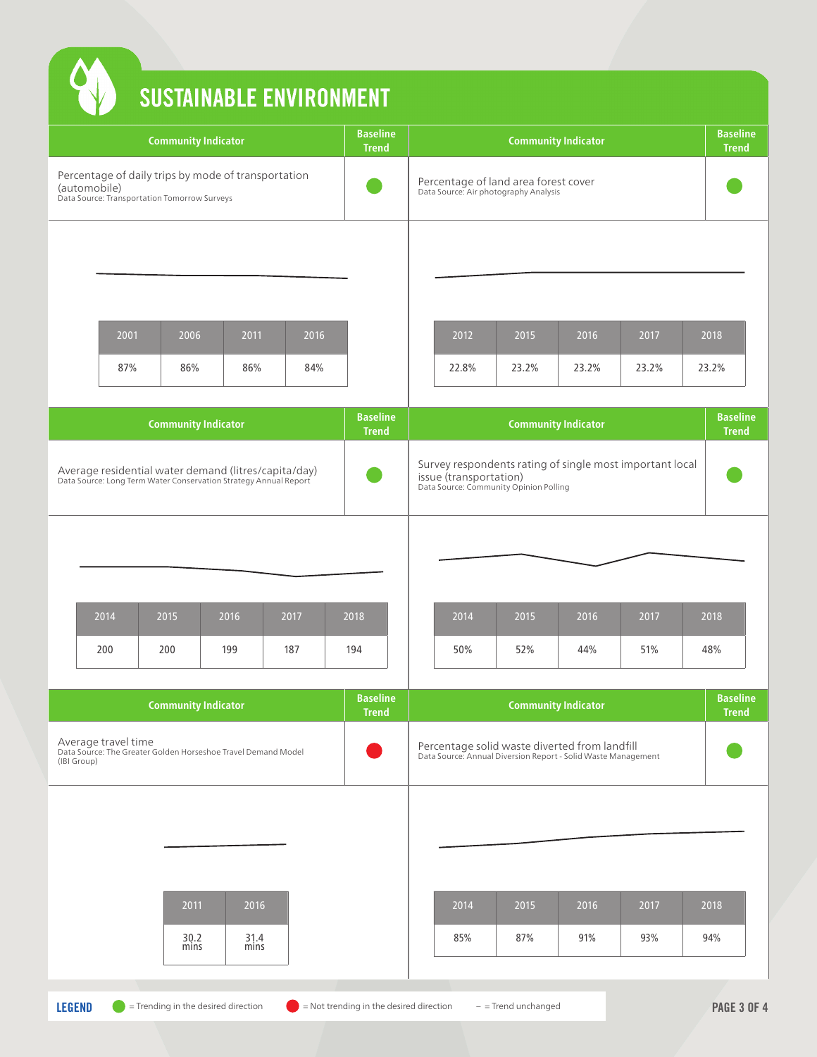# SUSTAINABLE ENVIRONMENT

| Community Indicator | Baseline Trend |
|---|---|
| Percentage of daily trips by mode of transportation (automobile)<br>Data Source: Transportation Tomorrow Surveys | Trending in the desired direction |

| 2001 | 2006 | 2011 | 2016 |
|---|---|---|---|
| 87% | 86% | 86% | 84% |

| Community Indicator | Baseline Trend |
|---|---|
| Percentage of land area forest cover<br>Data Source: Air photography Analysis | Trending in the desired direction |

| 2012 | 2015 | 2016 | 2017 | 2018 |
|---|---|---|---|---|
| 22.8% | 23.2% | 23.2% | 23.2% | 23.2% |

| Community Indicator | Baseline Trend |
|---|---|
| Average residential water demand (litres/capita/day)<br>Data Source: Long Term Water Conservation Strategy Annual Report | Trending in the desired direction |

| 2014 | 2015 | 2016 | 2017 | 2018 |
|---|---|---|---|---|
| 200 | 200 | 199 | 187 | 194 |

| Community Indicator | Baseline Trend |
|---|---|
| Survey respondents rating of single most important local issue (transportation)<br>Data Source: Community Opinion Polling | Trending in the desired direction |

| 2014 | 2015 | 2016 | 2017 | 2018 |
|---|---|---|---|---|
| 50% | 52% | 44% | 51% | 48% |

| Community Indicator | Baseline Trend |
|---|---|
| Average travel time<br>Data Source: The Greater Golden Horseshoe Travel Demand Model (IBI Group) | Not trending in the desired direction |

| 2011 | 2016 |
|---|---|
| 30.2 mins | 31.4 mins |

| Community Indicator | Baseline Trend |
|---|---|
| Percentage solid waste diverted from landfill<br>Data Source: Annual Diversion Report - Solid Waste Management | Trending in the desired direction |

| 2014 | 2015 | 2016 | 2017 | 2018 |
|---|---|---|---|---|
| 85% | 87% | 91% | 93% | 94% |

**LEGEND** (green) = Trending in the desired direction (red) = Not trending in the desired direction – = Trend unchanged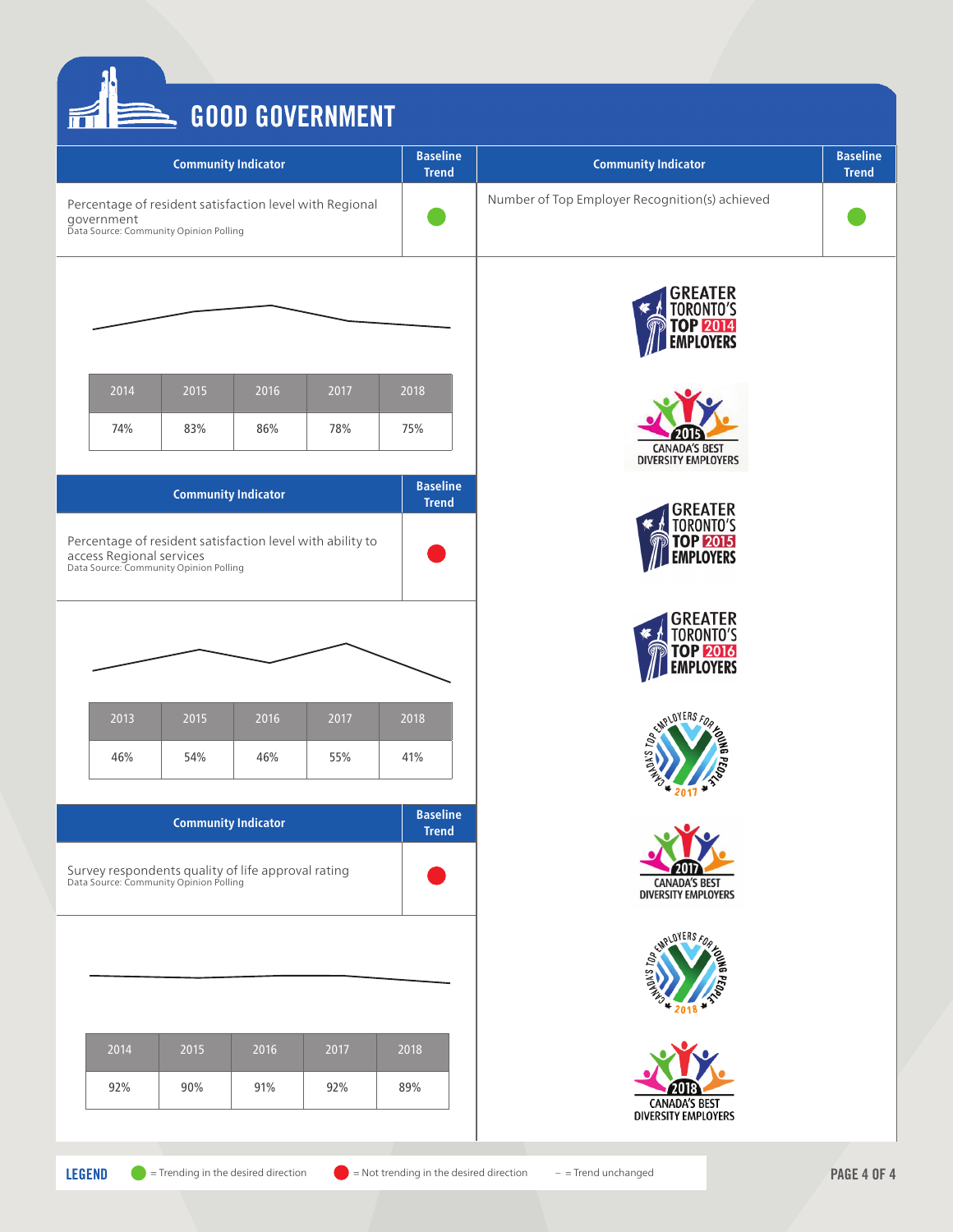# GOOD GOVERNMENT

| Community Indicator | Baseline Trend |
|---|---|
| Percentage of resident satisfaction level with Regional government<br>Data Source: Community Opinion Polling | Trending in the desired direction (green) |

| 2014 | 2015 | 2016 | 2017 | 2018 |
|---|---|---|---|---|
| 74% | 83% | 86% | 78% | 75% |

| Community Indicator | Baseline Trend |
|---|---|
| Percentage of resident satisfaction level with ability to access Regional services<br>Data Source: Community Opinion Polling | Not trending in the desired direction (red) |

| 2013 | 2015 | 2016 | 2017 | 2018 |
|---|---|---|---|---|
| 46% | 54% | 46% | 55% | 41% |

| Community Indicator | Baseline Trend |
|---|---|
| Survey respondents quality of life approval rating<br>Data Source: Community Opinion Polling | Not trending in the desired direction (red) |

| 2014 | 2015 | 2016 | 2017 | 2018 |
|---|---|---|---|---|
| 92% | 90% | 91% | 92% | 89% |

| Community Indicator | Baseline Trend |
|---|---|
| Number of Top Employer Recognition(s) achieved | Trending in the desired direction (green) |

GREATER TORONTO'S TOP 2014 EMPLOYERS

2015 CANADA'S BEST DIVERSITY EMPLOYERS

GREATER TORONTO'S TOP 2015 EMPLOYERS

GREATER TORONTO'S TOP 2016 EMPLOYERS

CANADA'S TOP EMPLOYERS FOR YOUNG PEOPLE 2017

2017 CANADA'S BEST DIVERSITY EMPLOYERS

CANADA'S TOP EMPLOYERS FOR YOUNG PEOPLE 2018

2018 CANADA'S BEST DIVERSITY EMPLOYERS

**LEGEND** ● = Trending in the desired direction ● = Not trending in the desired direction – = Trend unchanged